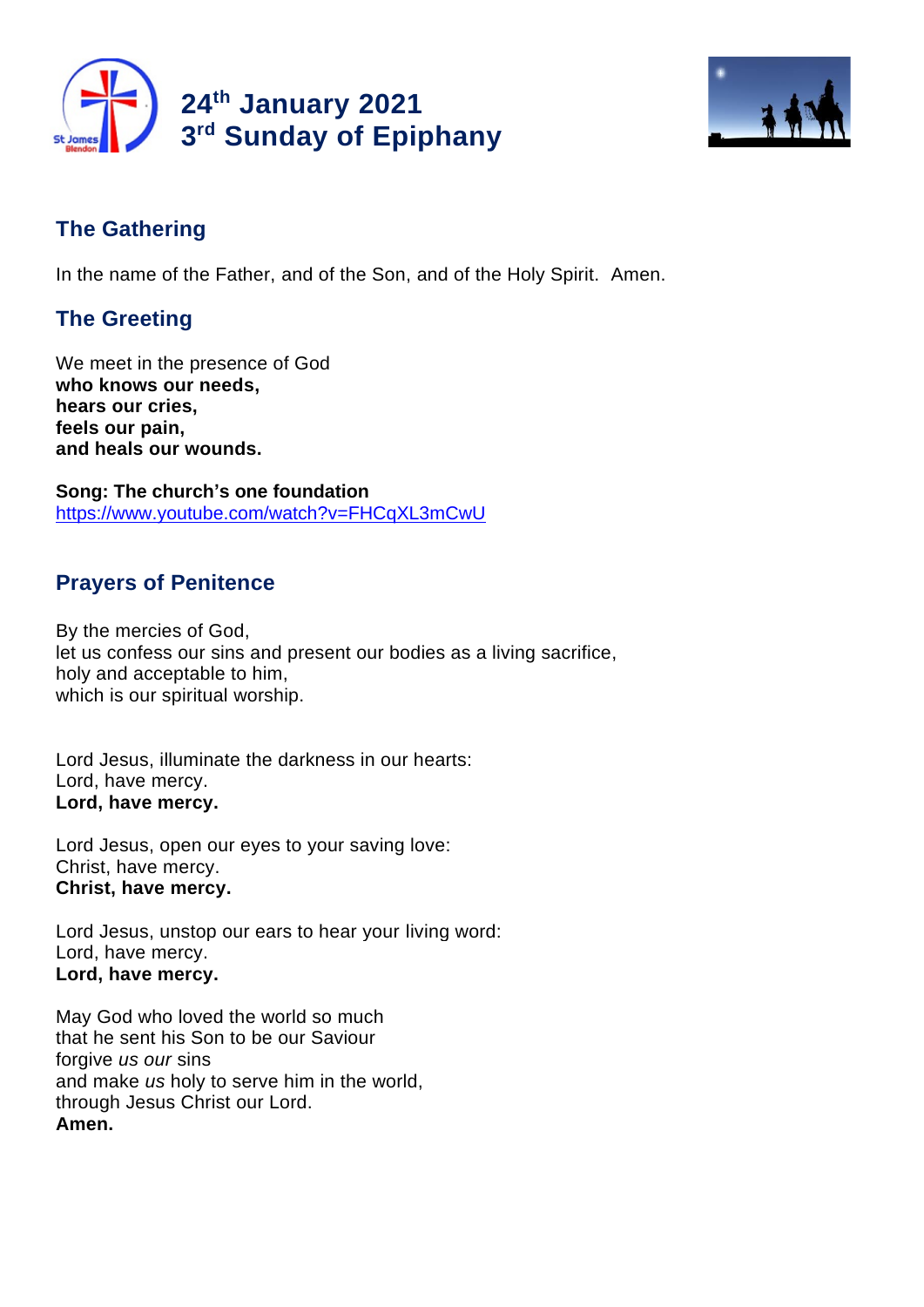# 24th January 2021
# 3rd Sunday of Epiphany

## The Gathering

In the name of the Father, and of the Son, and of the Holy Spirit. Amen.

## The Greeting

We meet in the presence of God
**who knows our needs,**
**hears our cries,**
**feels our pain,**
**and heals our wounds.**

**Song: The church's one foundation**
https://www.youtube.com/watch?v=FHCqXL3mCwU

## Prayers of Penitence

By the mercies of God,
let us confess our sins and present our bodies as a living sacrifice,
holy and acceptable to him,
which is our spiritual worship.

Lord Jesus, illuminate the darkness in our hearts:
Lord, have mercy.
**Lord, have mercy.**

Lord Jesus, open our eyes to your saving love:
Christ, have mercy.
**Christ, have mercy.**

Lord Jesus, unstop our ears to hear your living word:
Lord, have mercy.
**Lord, have mercy.**

May God who loved the world so much
that he sent his Son to be our Saviour
forgive *us our* sins
and make *us* holy to serve him in the world,
through Jesus Christ our Lord.
**Amen.**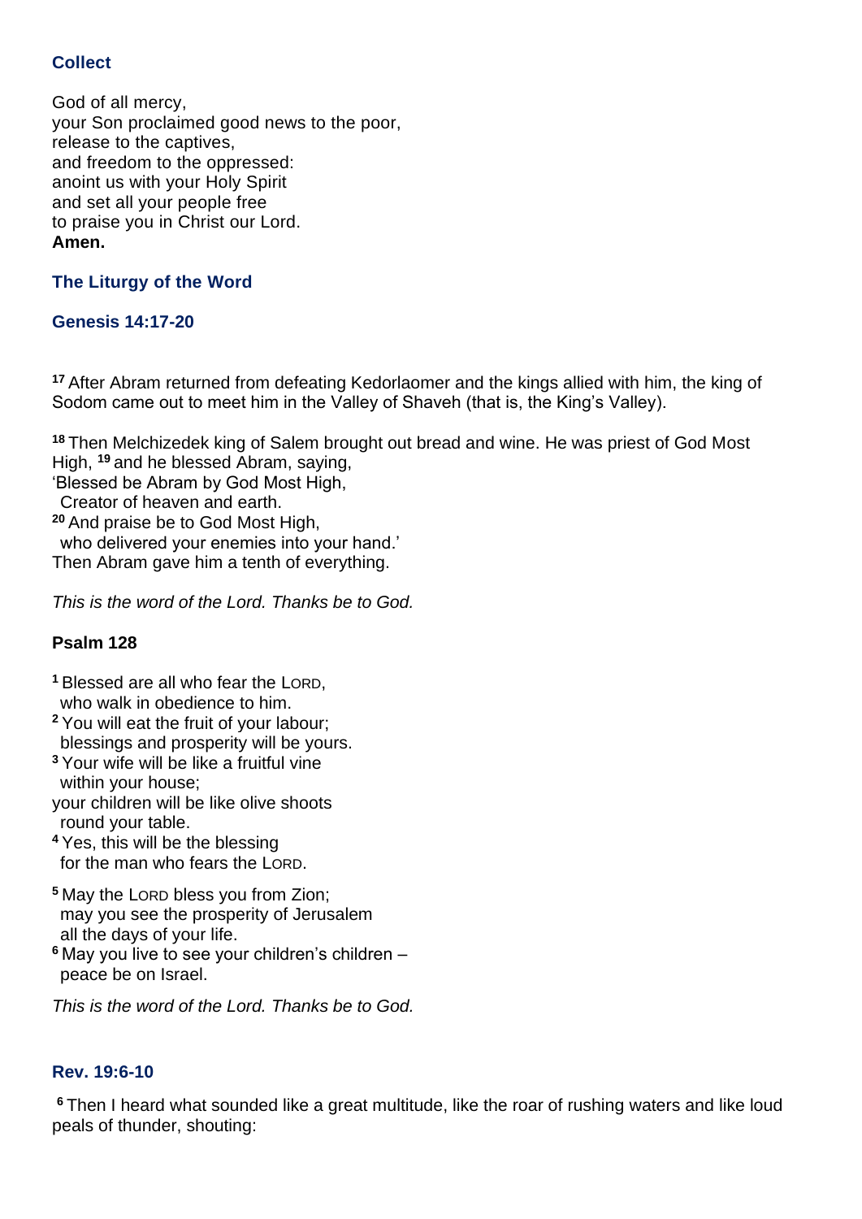### Collect

God of all mercy,
your Son proclaimed good news to the poor,
release to the captives,
and freedom to the oppressed:
anoint us with your Holy Spirit
and set all your people free
to praise you in Christ our Lord.
**Amen.**

### The Liturgy of the Word

### Genesis 14:17-20

[17] After Abram returned from defeating Kedorlaomer and the kings allied with him, the king of Sodom came out to meet him in the Valley of Shaveh (that is, the King's Valley).

[18] Then Melchizedek king of Salem brought out bread and wine. He was priest of God Most High, [19] and he blessed Abram, saying,
'Blessed be Abram by God Most High,
  Creator of heaven and earth.
[20] And praise be to God Most High,
  who delivered your enemies into your hand.'
Then Abram gave him a tenth of everything.

*This is the word of the Lord. Thanks be to God.*

### Psalm 128

[1] Blessed are all who fear the LORD,
  who walk in obedience to him.
[2] You will eat the fruit of your labour;
  blessings and prosperity will be yours.
[3] Your wife will be like a fruitful vine
  within your house;
your children will be like olive shoots
  round your table.
[4] Yes, this will be the blessing
  for the man who fears the LORD.

[5] May the LORD bless you from Zion;
  may you see the prosperity of Jerusalem
  all the days of your life.
[6] May you live to see your children's children –
  peace be on Israel.

*This is the word of the Lord. Thanks be to God.*

### Rev. 19:6-10

[6] Then I heard what sounded like a great multitude, like the roar of rushing waters and like loud peals of thunder, shouting: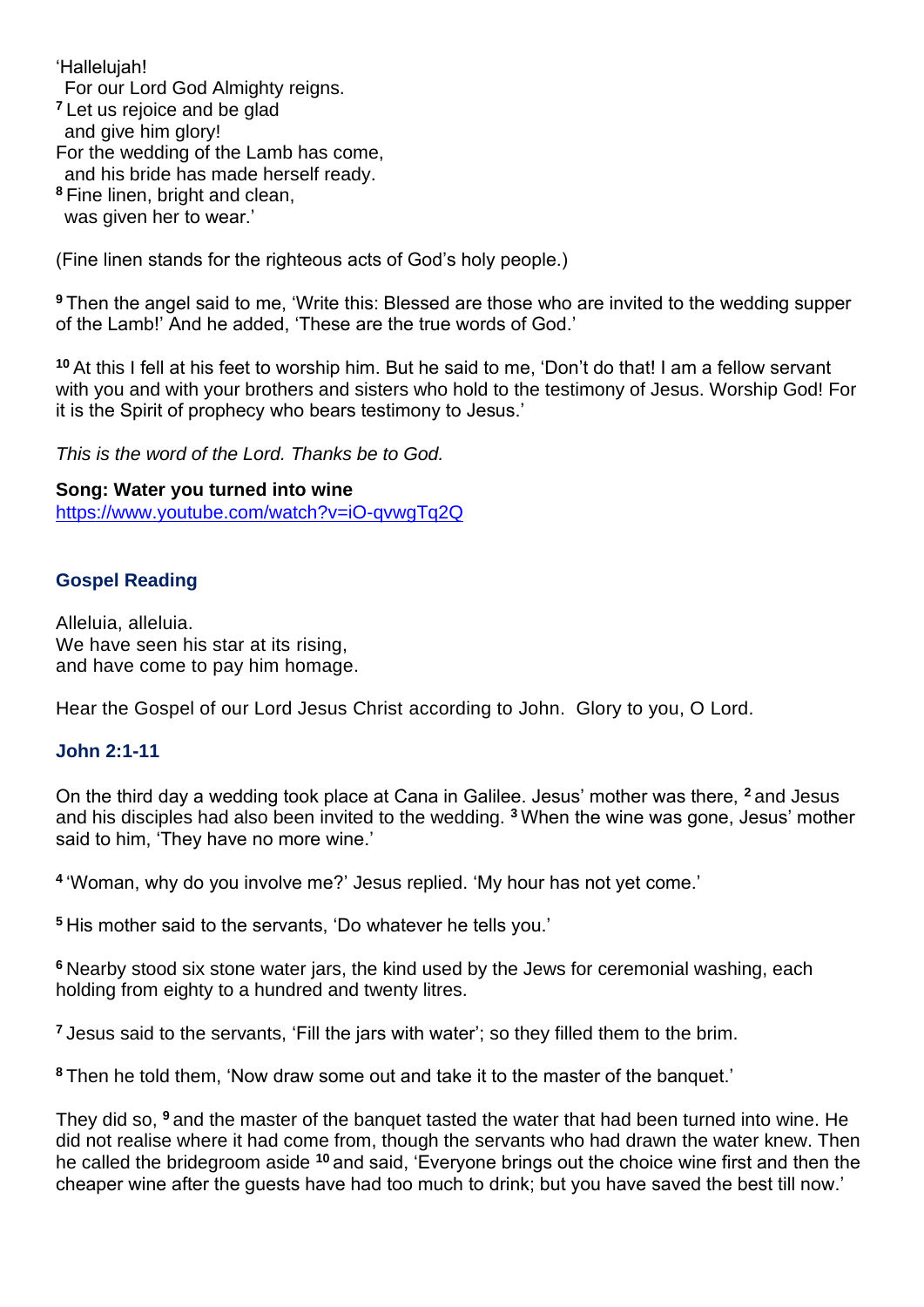'Hallelujah!
For our Lord God Almighty reigns.
[7] Let us rejoice and be glad
and give him glory!
For the wedding of the Lamb has come,
and his bride has made herself ready.
[8] Fine linen, bright and clean,
was given her to wear.'

(Fine linen stands for the righteous acts of God's holy people.)

[9] Then the angel said to me, 'Write this: Blessed are those who are invited to the wedding supper of the Lamb!' And he added, 'These are the true words of God.'

[10] At this I fell at his feet to worship him. But he said to me, 'Don't do that! I am a fellow servant with you and with your brothers and sisters who hold to the testimony of Jesus. Worship God! For it is the Spirit of prophecy who bears testimony to Jesus.'

*This is the word of the Lord. Thanks be to God.*

**Song: Water you turned into wine**
https://www.youtube.com/watch?v=iO-qvwgTq2Q

### Gospel Reading

Alleluia, alleluia.
We have seen his star at its rising,
and have come to pay him homage.

Hear the Gospel of our Lord Jesus Christ according to John. Glory to you, O Lord.

### John 2:1-11

On the third day a wedding took place at Cana in Galilee. Jesus' mother was there, [2] and Jesus and his disciples had also been invited to the wedding. [3] When the wine was gone, Jesus' mother said to him, 'They have no more wine.'

[4] 'Woman, why do you involve me?' Jesus replied. 'My hour has not yet come.'

[5] His mother said to the servants, 'Do whatever he tells you.'

[6] Nearby stood six stone water jars, the kind used by the Jews for ceremonial washing, each holding from eighty to a hundred and twenty litres.

[7] Jesus said to the servants, 'Fill the jars with water'; so they filled them to the brim.

[8] Then he told them, 'Now draw some out and take it to the master of the banquet.'

They did so, [9] and the master of the banquet tasted the water that had been turned into wine. He did not realise where it had come from, though the servants who had drawn the water knew. Then he called the bridegroom aside [10] and said, 'Everyone brings out the choice wine first and then the cheaper wine after the guests have had too much to drink; but you have saved the best till now.'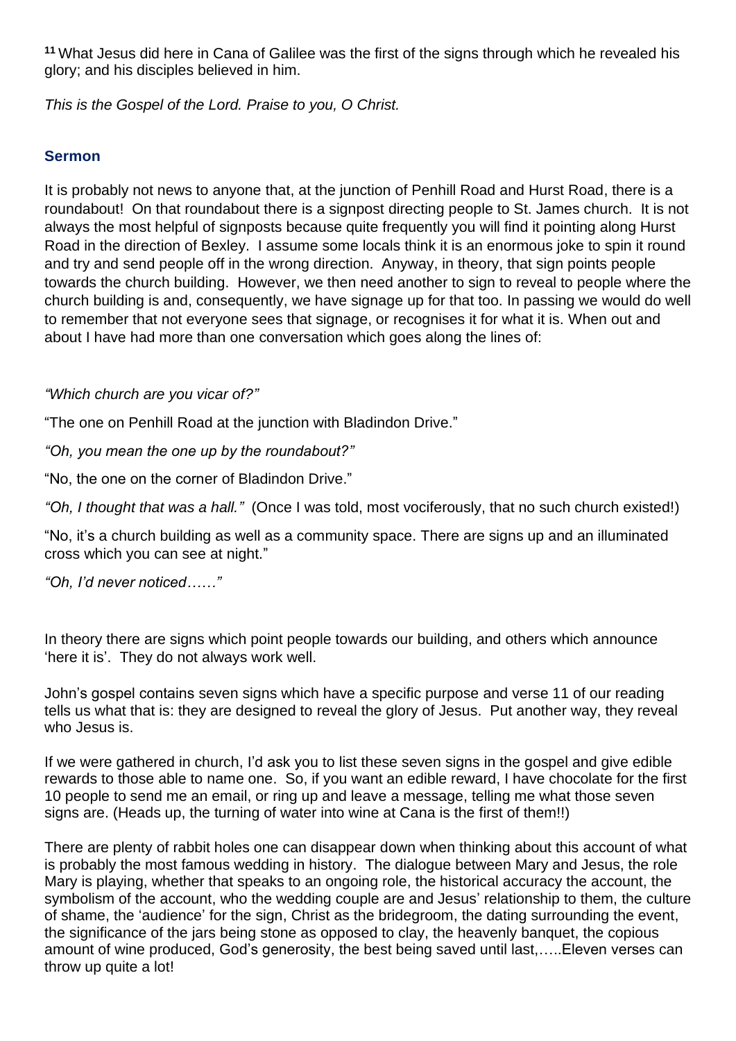[11] What Jesus did here in Cana of Galilee was the first of the signs through which he revealed his glory; and his disciples believed in him.

*This is the Gospel of the Lord. Praise to you, O Christ.*

## Sermon

It is probably not news to anyone that, at the junction of Penhill Road and Hurst Road, there is a roundabout! On that roundabout there is a signpost directing people to St. James church. It is not always the most helpful of signposts because quite frequently you will find it pointing along Hurst Road in the direction of Bexley. I assume some locals think it is an enormous joke to spin it round and try and send people off in the wrong direction. Anyway, in theory, that sign points people towards the church building. However, we then need another to sign to reveal to people where the church building is and, consequently, we have signage up for that too. In passing we would do well to remember that not everyone sees that signage, or recognises it for what it is. When out and about I have had more than one conversation which goes along the lines of:

*"Which church are you vicar of?"*

"The one on Penhill Road at the junction with Bladindon Drive."

*"Oh, you mean the one up by the roundabout?"*

"No, the one on the corner of Bladindon Drive."

*"Oh, I thought that was a hall."* (Once I was told, most vociferously, that no such church existed!)

"No, it's a church building as well as a community space. There are signs up and an illuminated cross which you can see at night."

*"Oh, I'd never noticed……"*

In theory there are signs which point people towards our building, and others which announce 'here it is'. They do not always work well.

John's gospel contains seven signs which have a specific purpose and verse 11 of our reading tells us what that is: they are designed to reveal the glory of Jesus. Put another way, they reveal who Jesus is.

If we were gathered in church, I'd ask you to list these seven signs in the gospel and give edible rewards to those able to name one. So, if you want an edible reward, I have chocolate for the first 10 people to send me an email, or ring up and leave a message, telling me what those seven signs are. (Heads up, the turning of water into wine at Cana is the first of them!!)

There are plenty of rabbit holes one can disappear down when thinking about this account of what is probably the most famous wedding in history. The dialogue between Mary and Jesus, the role Mary is playing, whether that speaks to an ongoing role, the historical accuracy the account, the symbolism of the account, who the wedding couple are and Jesus' relationship to them, the culture of shame, the 'audience' for the sign, Christ as the bridegroom, the dating surrounding the event, the significance of the jars being stone as opposed to clay, the heavenly banquet, the copious amount of wine produced, God's generosity, the best being saved until last,…..Eleven verses can throw up quite a lot!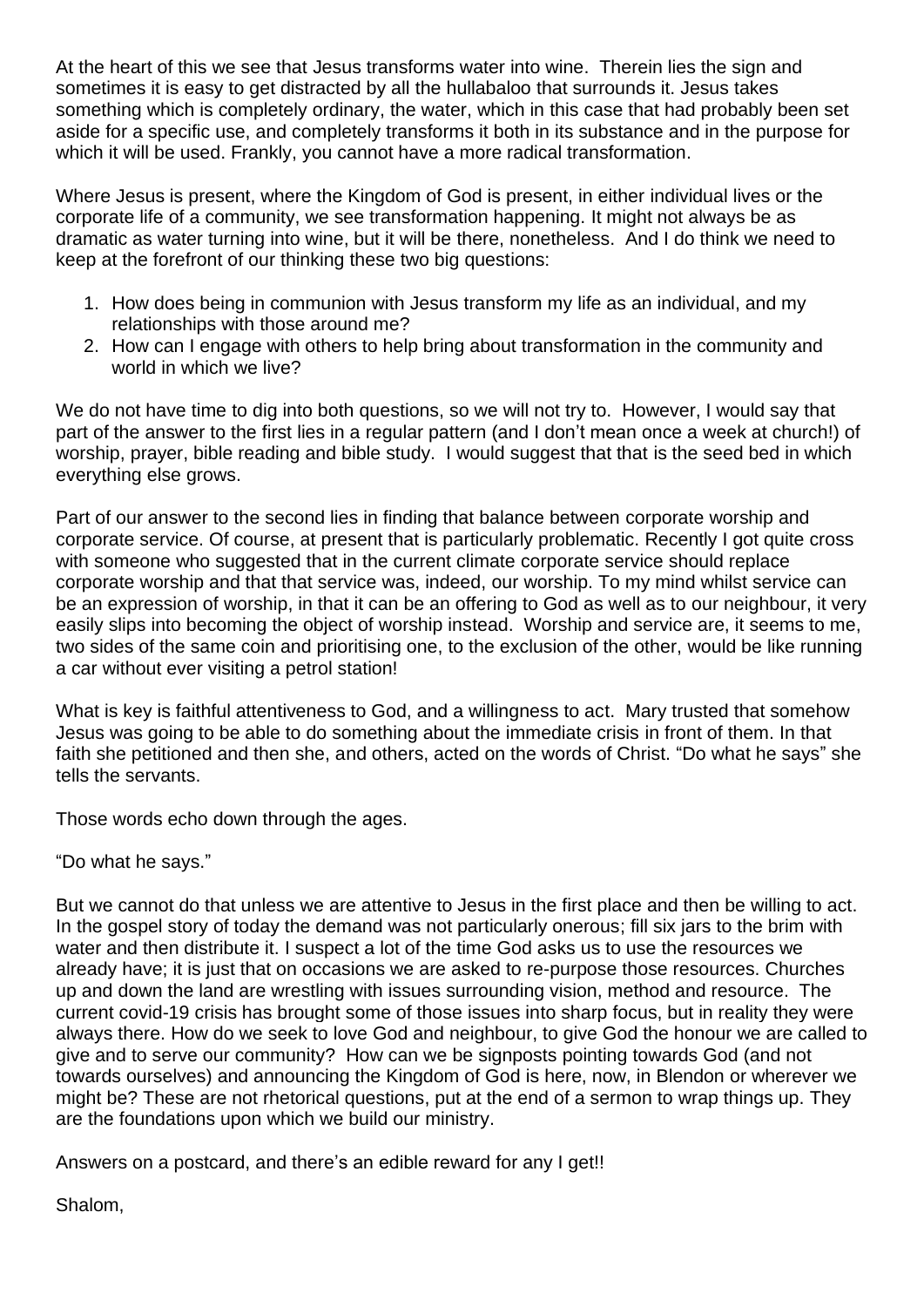At the heart of this we see that Jesus transforms water into wine. Therein lies the sign and sometimes it is easy to get distracted by all the hullabaloo that surrounds it. Jesus takes something which is completely ordinary, the water, which in this case that had probably been set aside for a specific use, and completely transforms it both in its substance and in the purpose for which it will be used. Frankly, you cannot have a more radical transformation.

Where Jesus is present, where the Kingdom of God is present, in either individual lives or the corporate life of a community, we see transformation happening. It might not always be as dramatic as water turning into wine, but it will be there, nonetheless. And I do think we need to keep at the forefront of our thinking these two big questions:

1. How does being in communion with Jesus transform my life as an individual, and my relationships with those around me?
2. How can I engage with others to help bring about transformation in the community and world in which we live?

We do not have time to dig into both questions, so we will not try to. However, I would say that part of the answer to the first lies in a regular pattern (and I don't mean once a week at church!) of worship, prayer, bible reading and bible study. I would suggest that that is the seed bed in which everything else grows.

Part of our answer to the second lies in finding that balance between corporate worship and corporate service. Of course, at present that is particularly problematic. Recently I got quite cross with someone who suggested that in the current climate corporate service should replace corporate worship and that that service was, indeed, our worship. To my mind whilst service can be an expression of worship, in that it can be an offering to God as well as to our neighbour, it very easily slips into becoming the object of worship instead. Worship and service are, it seems to me, two sides of the same coin and prioritising one, to the exclusion of the other, would be like running a car without ever visiting a petrol station!

What is key is faithful attentiveness to God, and a willingness to act. Mary trusted that somehow Jesus was going to be able to do something about the immediate crisis in front of them. In that faith she petitioned and then she, and others, acted on the words of Christ. "Do what he says" she tells the servants.

Those words echo down through the ages.

"Do what he says."

But we cannot do that unless we are attentive to Jesus in the first place and then be willing to act. In the gospel story of today the demand was not particularly onerous; fill six jars to the brim with water and then distribute it. I suspect a lot of the time God asks us to use the resources we already have; it is just that on occasions we are asked to re-purpose those resources. Churches up and down the land are wrestling with issues surrounding vision, method and resource. The current covid-19 crisis has brought some of those issues into sharp focus, but in reality they were always there. How do we seek to love God and neighbour, to give God the honour we are called to give and to serve our community? How can we be signposts pointing towards God (and not towards ourselves) and announcing the Kingdom of God is here, now, in Blendon or wherever we might be? These are not rhetorical questions, put at the end of a sermon to wrap things up. They are the foundations upon which we build our ministry.

Answers on a postcard, and there's an edible reward for any I get!!

Shalom,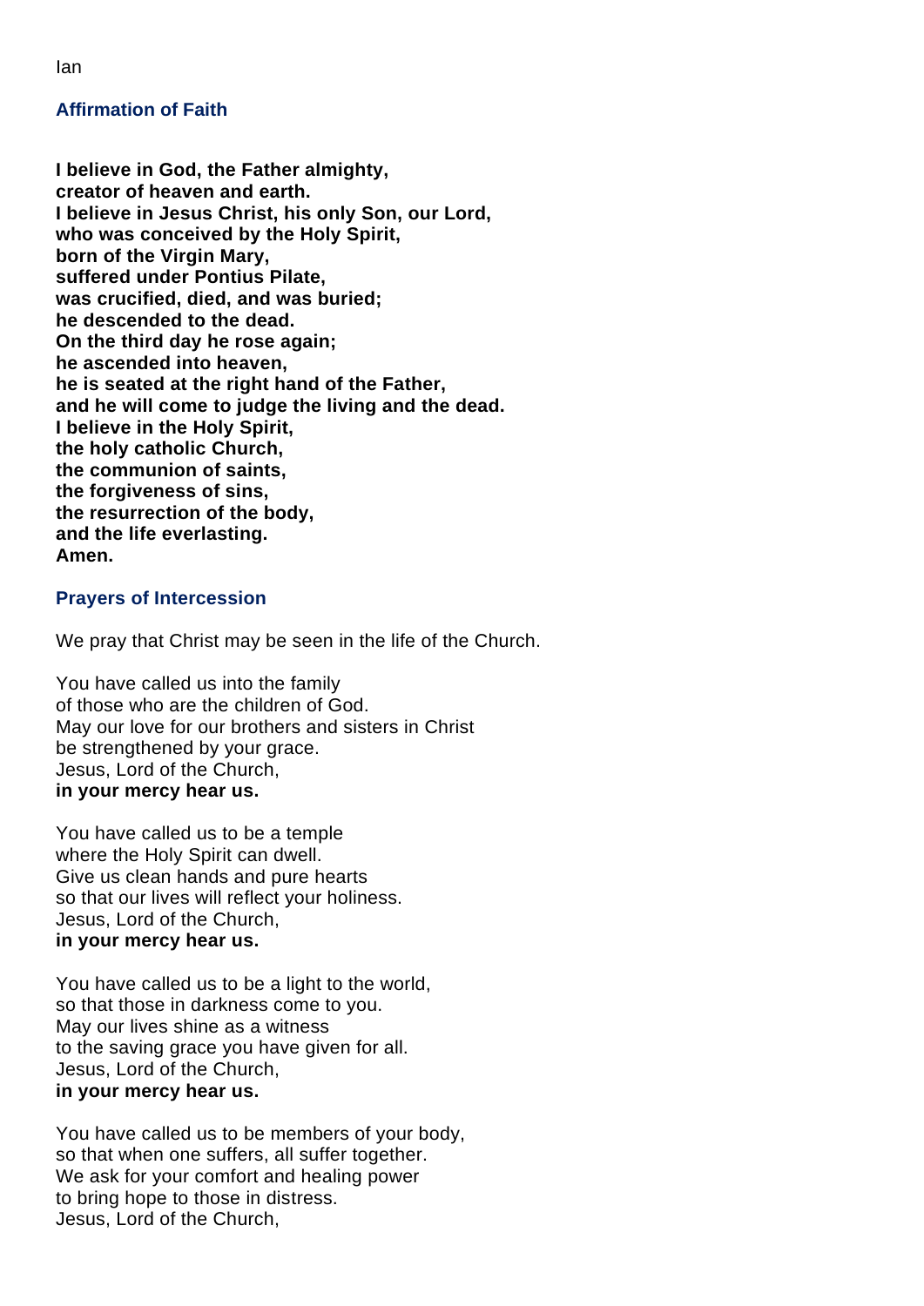Ian

## Affirmation of Faith

**I believe in God, the Father almighty,**
**creator of heaven and earth.**
**I believe in Jesus Christ, his only Son, our Lord,**
**who was conceived by the Holy Spirit,**
**born of the Virgin Mary,**
**suffered under Pontius Pilate,**
**was crucified, died, and was buried;**
**he descended to the dead.**
**On the third day he rose again;**
**he ascended into heaven,**
**he is seated at the right hand of the Father,**
**and he will come to judge the living and the dead.**
**I believe in the Holy Spirit,**
**the holy catholic Church,**
**the communion of saints,**
**the forgiveness of sins,**
**the resurrection of the body,**
**and the life everlasting.**
**Amen.**

## Prayers of Intercession

We pray that Christ may be seen in the life of the Church.

You have called us into the family
of those who are the children of God.
May our love for our brothers and sisters in Christ
be strengthened by your grace.
Jesus, Lord of the Church,
**in your mercy hear us.**

You have called us to be a temple
where the Holy Spirit can dwell.
Give us clean hands and pure hearts
so that our lives will reflect your holiness.
Jesus, Lord of the Church,
**in your mercy hear us.**

You have called us to be a light to the world,
so that those in darkness come to you.
May our lives shine as a witness
to the saving grace you have given for all.
Jesus, Lord of the Church,
**in your mercy hear us.**

You have called us to be members of your body,
so that when one suffers, all suffer together.
We ask for your comfort and healing power
to bring hope to those in distress.
Jesus, Lord of the Church,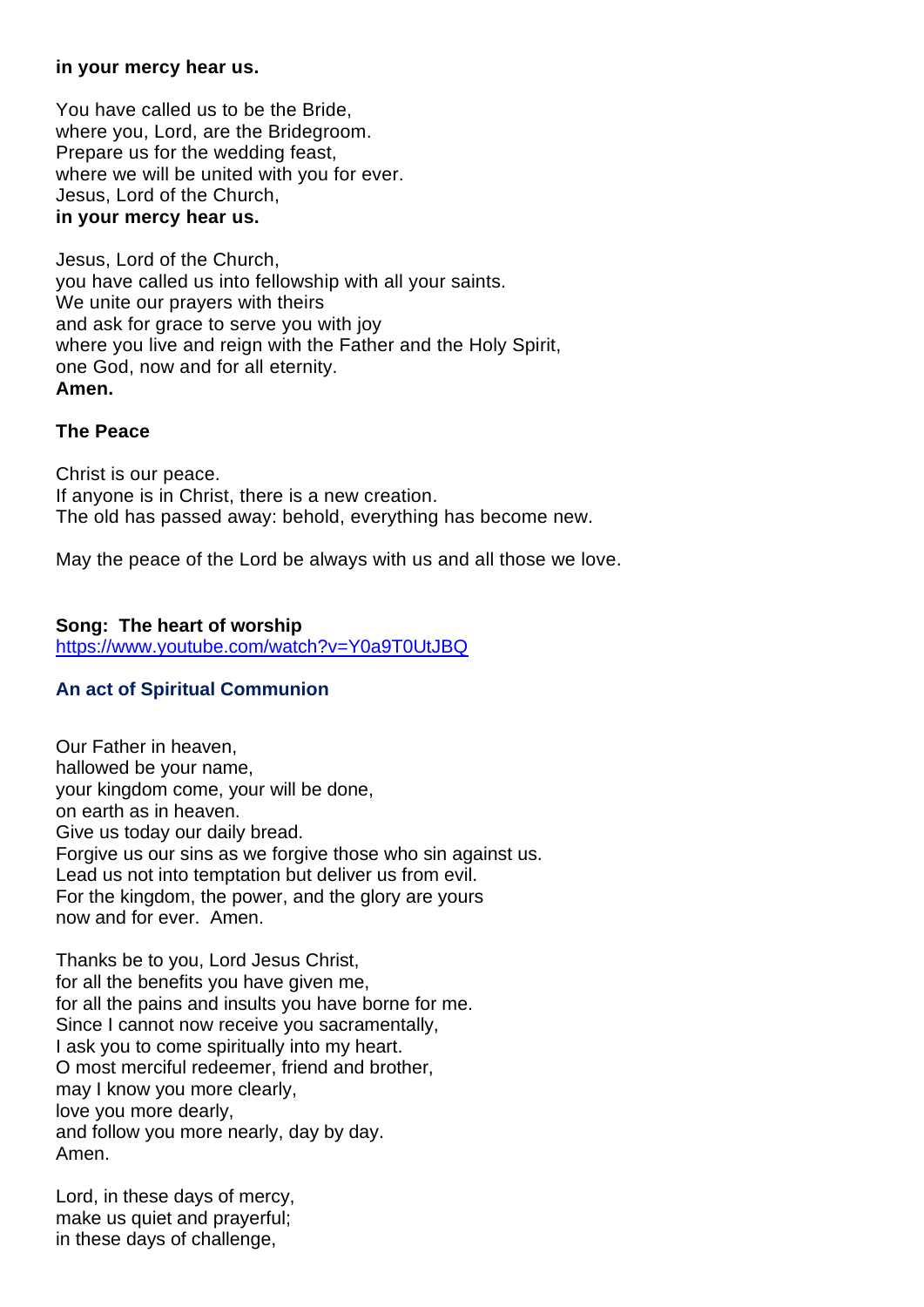**in your mercy hear us.**

You have called us to be the Bride,
where you, Lord, are the Bridegroom.
Prepare us for the wedding feast,
where we will be united with you for ever.
Jesus, Lord of the Church,
**in your mercy hear us.**

Jesus, Lord of the Church,
you have called us into fellowship with all your saints.
We unite our prayers with theirs
and ask for grace to serve you with joy
where you live and reign with the Father and the Holy Spirit,
one God, now and for all eternity.
**Amen.**

**The Peace**

Christ is our peace.
If anyone is in Christ, there is a new creation.
The old has passed away: behold, everything has become new.

May the peace of the Lord be always with us and all those we love.

**Song: The heart of worship**
https://www.youtube.com/watch?v=Y0a9T0UtJBQ

## An act of Spiritual Communion

Our Father in heaven,
hallowed be your name,
your kingdom come, your will be done,
on earth as in heaven.
Give us today our daily bread.
Forgive us our sins as we forgive those who sin against us.
Lead us not into temptation but deliver us from evil.
For the kingdom, the power, and the glory are yours
now and for ever. Amen.

Thanks be to you, Lord Jesus Christ,
for all the benefits you have given me,
for all the pains and insults you have borne for me.
Since I cannot now receive you sacramentally,
I ask you to come spiritually into my heart.
O most merciful redeemer, friend and brother,
may I know you more clearly,
love you more dearly,
and follow you more nearly, day by day.
Amen.

Lord, in these days of mercy,
make us quiet and prayerful;
in these days of challenge,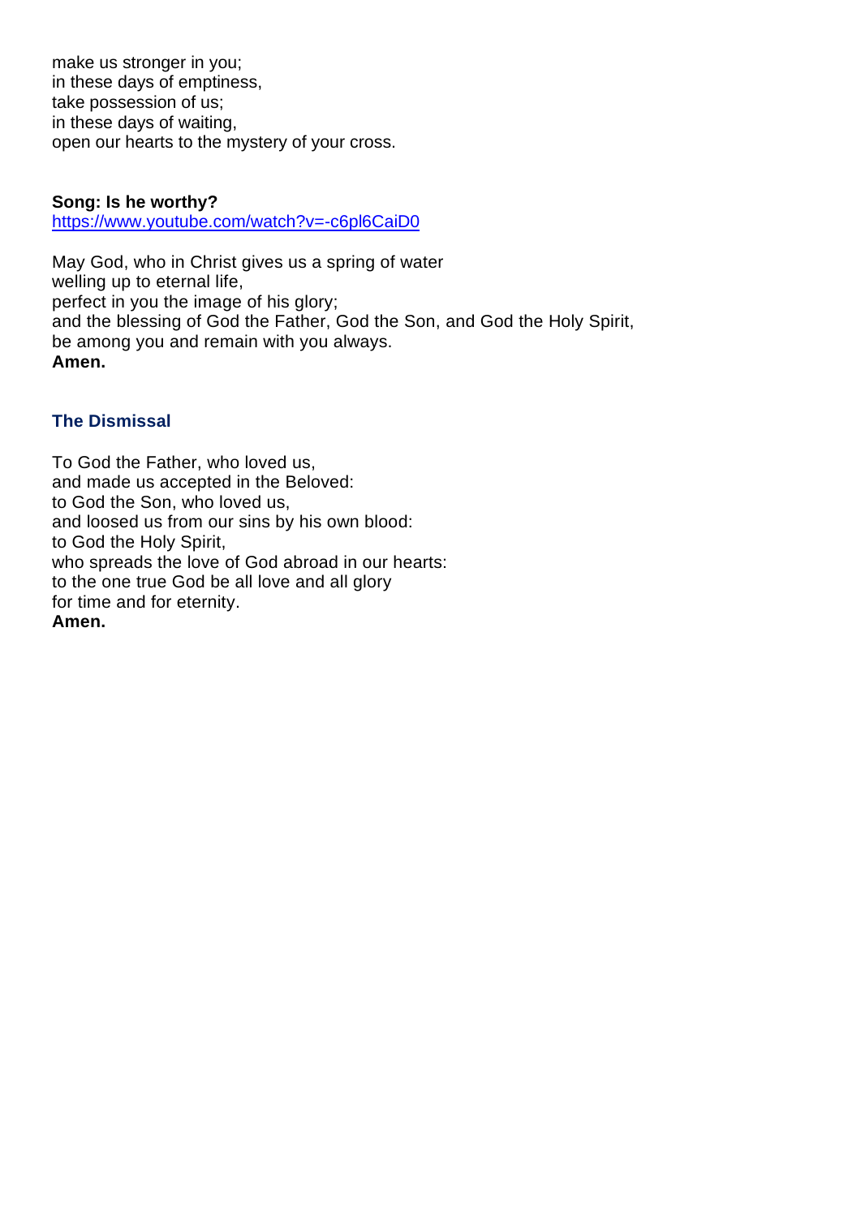make us stronger in you;
in these days of emptiness,
take possession of us;
in these days of waiting,
open our hearts to the mystery of your cross.

**Song: Is he worthy?**
[https://www.youtube.com/watch?v=-c6pl6CaiD0](https://www.youtube.com/watch?v=-c6pl6CaiD0)

May God, who in Christ gives us a spring of water
welling up to eternal life,
perfect in you the image of his glory;
and the blessing of God the Father, God the Son, and God the Holy Spirit,
be among you and remain with you always.
**Amen.**

### The Dismissal

To God the Father, who loved us,
and made us accepted in the Beloved:
to God the Son, who loved us,
and loosed us from our sins by his own blood:
to God the Holy Spirit,
who spreads the love of God abroad in our hearts:
to the one true God be all love and all glory
for time and for eternity.
**Amen.**